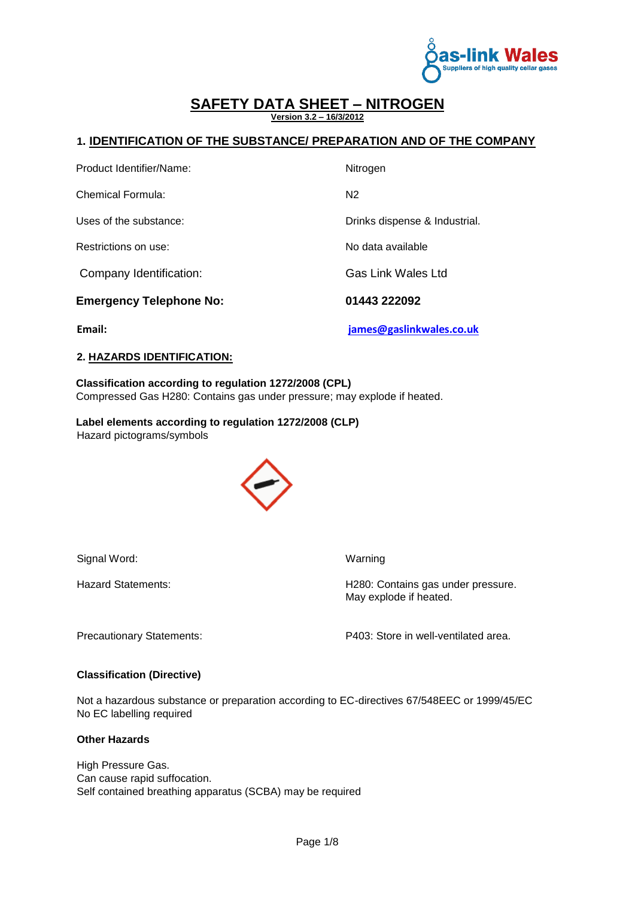# SAFETY DATA SHEET – NITROGEN

**Version 3.2 – 16/3/2012**

## 1. IDENTIFICATION OF THE SUBSTANCE/ PREPARATION AND OF THE COMPANY

| | |
|---|---|
| Product Identifier/Name: | Nitrogen |
| Chemical Formula: | $N_2$ |
| Uses of the substance: | Drinks dispense & Industrial. |
| Restrictions on use: | No data available |
| Company Identification: | Gas Link Wales Ltd |
| **Emergency Telephone No:** | **01443 222092** |
| **Email:** | **james@gaslinkwales.co.uk** |

## 2. HAZARDS IDENTIFICATION:

**Classification according to regulation 1272/2008 (CPL)**
Compressed Gas H280: Contains gas under pressure; may explode if heated.

**Label elements according to regulation 1272/2008 (CLP)**
Hazard pictograms/symbols

| | |
|---|---|
| Signal Word: | Warning |
| Hazard Statements: | H280: Contains gas under pressure. May explode if heated. |
| Precautionary Statements: | P403: Store in well-ventilated area. |

**Classification (Directive)**

Not a hazardous substance or preparation according to EC-directives 67/548EEC or 1999/45/EC
No EC labelling required

**Other Hazards**

High Pressure Gas.
Can cause rapid suffocation.
Self contained breathing apparatus (SCBA) may be required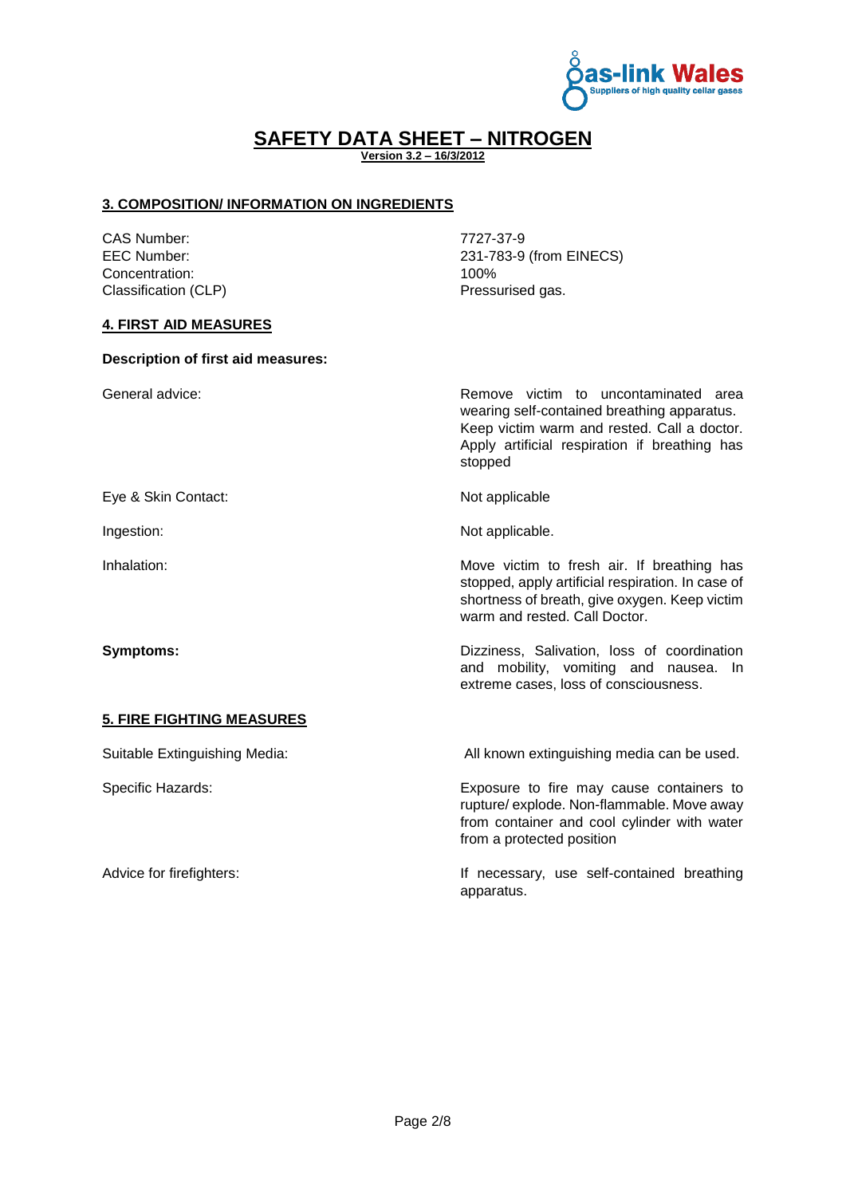# SAFETY DATA SHEET – NITROGEN

**Version 3.2 – 16/3/2012**

## 3. COMPOSITION/ INFORMATION ON INGREDIENTS

| | |
|---|---|
| CAS Number: | 7727-37-9 |
| EEC Number: | 231-783-9 (from EINECS) |
| Concentration: | 100% |
| Classification (CLP) | Pressurised gas. |

## 4. FIRST AID MEASURES

**Description of first aid measures:**

| | |
|---|---|
| General advice: | Remove victim to uncontaminated area wearing self-contained breathing apparatus. Keep victim warm and rested. Call a doctor. Apply artificial respiration if breathing has stopped |
| Eye & Skin Contact: | Not applicable |
| Ingestion: | Not applicable. |
| Inhalation: | Move victim to fresh air. If breathing has stopped, apply artificial respiration. In case of shortness of breath, give oxygen. Keep victim warm and rested. Call Doctor. |
| **Symptoms:** | Dizziness, Salivation, loss of coordination and mobility, vomiting and nausea. In extreme cases, loss of consciousness. |

## 5. FIRE FIGHTING MEASURES

| | |
|---|---|
| Suitable Extinguishing Media: | All known extinguishing media can be used. |
| Specific Hazards: | Exposure to fire may cause containers to rupture/ explode. Non-flammable. Move away from container and cool cylinder with water from a protected position |
| Advice for firefighters: | If necessary, use self-contained breathing apparatus. |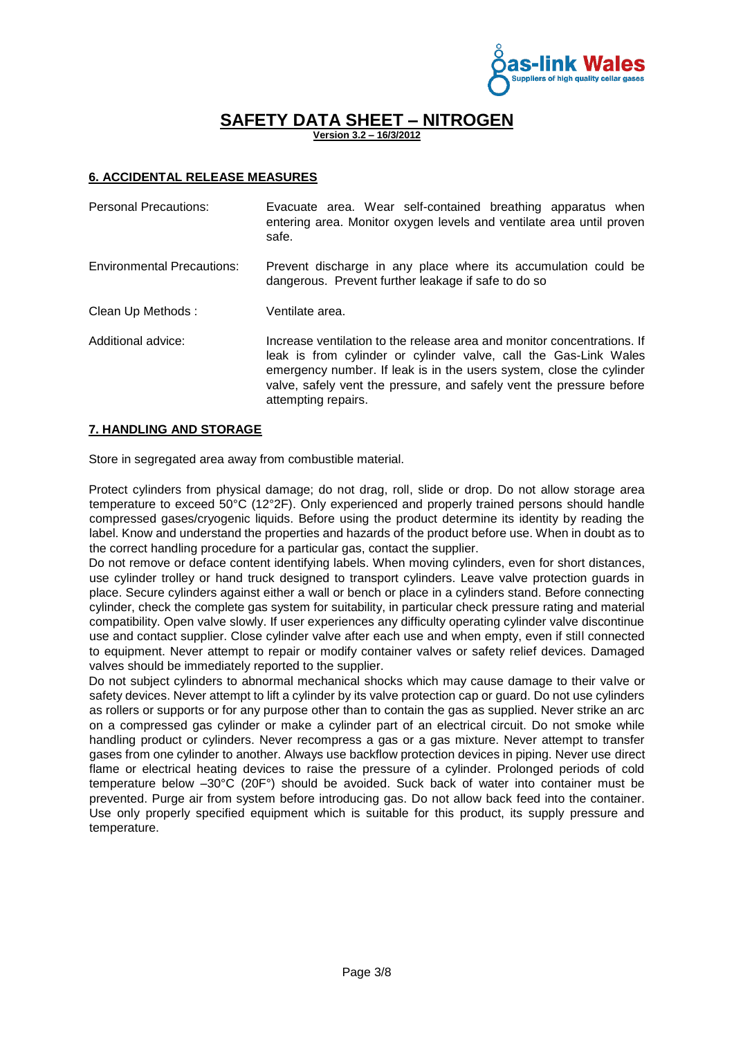# SAFETY DATA SHEET – NITROGEN

**Version 3.2 – 16/3/2012**

## 6. ACCIDENTAL RELEASE MEASURES

| | |
|---|---|
| Personal Precautions: | Evacuate area. Wear self-contained breathing apparatus when entering area. Monitor oxygen levels and ventilate area until proven safe. |
| Environmental Precautions: | Prevent discharge in any place where its accumulation could be dangerous. Prevent further leakage if safe to do so |
| Clean Up Methods : | Ventilate area. |
| Additional advice: | Increase ventilation to the release area and monitor concentrations. If leak is from cylinder or cylinder valve, call the Gas-Link Wales emergency number. If leak is in the users system, close the cylinder valve, safely vent the pressure, and safely vent the pressure before attempting repairs. |

## 7. HANDLING AND STORAGE

Store in segregated area away from combustible material.

Protect cylinders from physical damage; do not drag, roll, slide or drop. Do not allow storage area temperature to exceed 50°C (12°2F). Only experienced and properly trained persons should handle compressed gases/cryogenic liquids. Before using the product determine its identity by reading the label. Know and understand the properties and hazards of the product before use. When in doubt as to the correct handling procedure for a particular gas, contact the supplier.
Do not remove or deface content identifying labels. When moving cylinders, even for short distances, use cylinder trolley or hand truck designed to transport cylinders. Leave valve protection guards in place. Secure cylinders against either a wall or bench or place in a cylinders stand. Before connecting cylinder, check the complete gas system for suitability, in particular check pressure rating and material compatibility. Open valve slowly. If user experiences any difficulty operating cylinder valve discontinue use and contact supplier. Close cylinder valve after each use and when empty, even if still connected to equipment. Never attempt to repair or modify container valves or safety relief devices. Damaged valves should be immediately reported to the supplier.
Do not subject cylinders to abnormal mechanical shocks which may cause damage to their valve or safety devices. Never attempt to lift a cylinder by its valve protection cap or guard. Do not use cylinders as rollers or supports or for any purpose other than to contain the gas as supplied. Never strike an arc on a compressed gas cylinder or make a cylinder part of an electrical circuit. Do not smoke while handling product or cylinders. Never recompress a gas or a gas mixture. Never attempt to transfer gases from one cylinder to another. Always use backflow protection devices in piping. Never use direct flame or electrical heating devices to raise the pressure of a cylinder. Prolonged periods of cold temperature below –30°C (20F°) should be avoided. Suck back of water into container must be prevented. Purge air from system before introducing gas. Do not allow back feed into the container. Use only properly specified equipment which is suitable for this product, its supply pressure and temperature.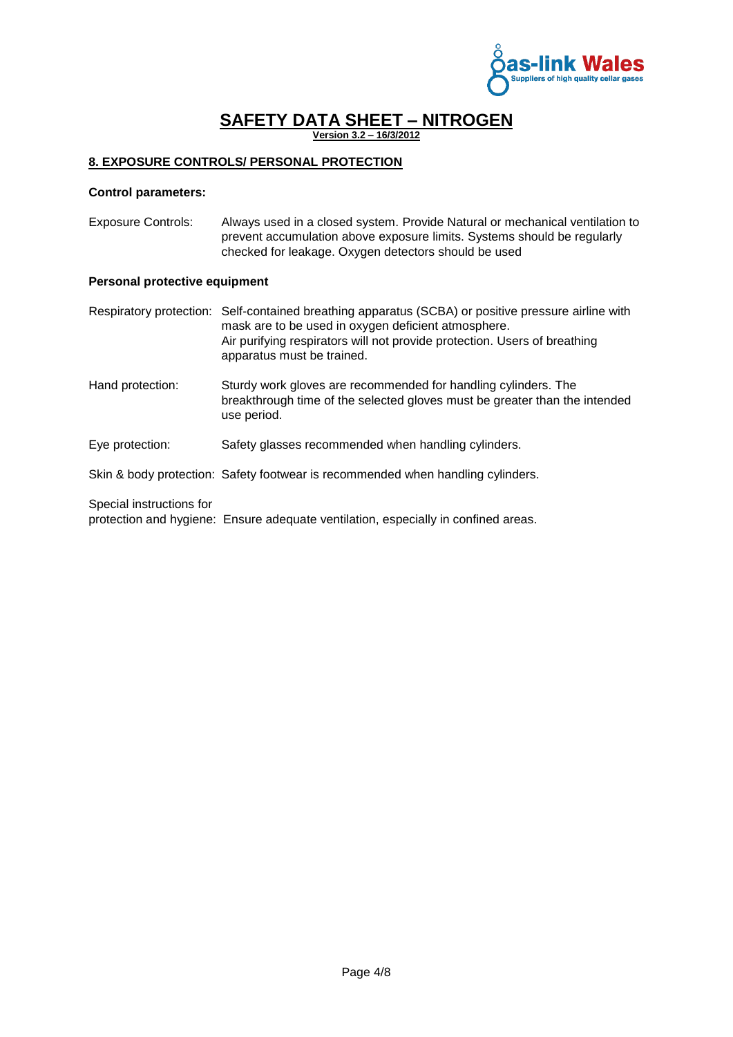# SAFETY DATA SHEET – NITROGEN

**Version 3.2 – 16/3/2012**

## 8. EXPOSURE CONTROLS/ PERSONAL PROTECTION

**Control parameters:**

Exposure Controls: Always used in a closed system. Provide Natural or mechanical ventilation to prevent accumulation above exposure limits. Systems should be regularly checked for leakage. Oxygen detectors should be used

**Personal protective equipment**

Respiratory protection: Self-contained breathing apparatus (SCBA) or positive pressure airline with mask are to be used in oxygen deficient atmosphere.
Air purifying respirators will not provide protection. Users of breathing apparatus must be trained.

Hand protection: Sturdy work gloves are recommended for handling cylinders. The breakthrough time of the selected gloves must be greater than the intended use period.

Eye protection: Safety glasses recommended when handling cylinders.

Skin & body protection: Safety footwear is recommended when handling cylinders.

Special instructions for protection and hygiene: Ensure adequate ventilation, especially in confined areas.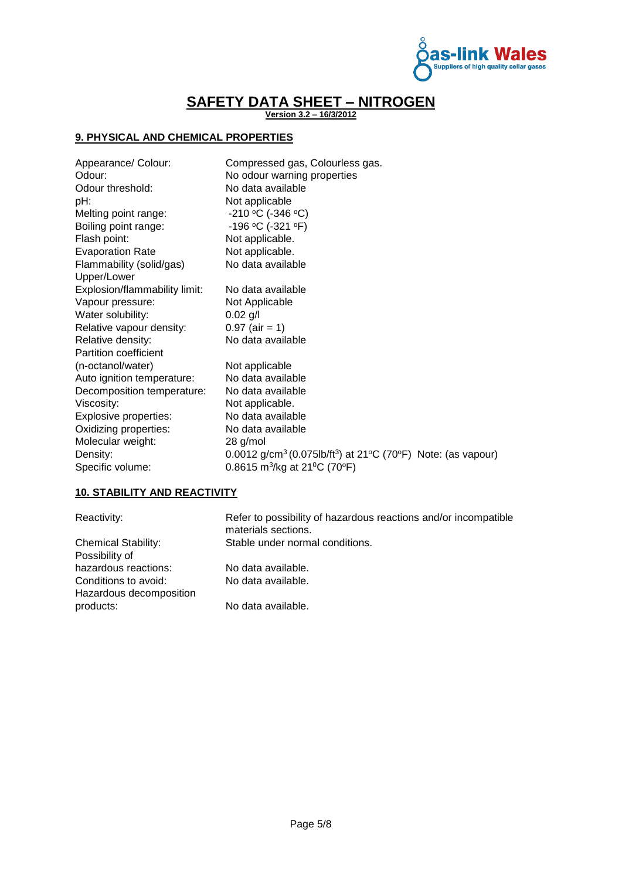# SAFETY DATA SHEET – NITROGEN

**Version 3.2 – 16/3/2012**

## 9. PHYSICAL AND CHEMICAL PROPERTIES

| | |
|---|---|
| Appearance/ Colour: | Compressed gas, Colourless gas. |
| Odour: | No odour warning properties |
| Odour threshold: | No data available |
| pH: | Not applicable |
| Melting point range: | -210 °C (-346 °C) |
| Boiling point range: | -196 °C (-321 °F) |
| Flash point: | Not applicable. |
| Evaporation Rate | Not applicable. |
| Flammability (solid/gas) | No data available |
| Upper/Lower Explosion/flammability limit: | No data available |
| Vapour pressure: | Not Applicable |
| Water solubility: | 0.02 g/l |
| Relative vapour density: | 0.97 (air = 1) |
| Relative density: | No data available |
| Partition coefficient (n-octanol/water) | Not applicable |
| Auto ignition temperature: | No data available |
| Decomposition temperature: | No data available |
| Viscosity: | Not applicable. |
| Explosive properties: | No data available |
| Oxidizing properties: | No data available |
| Molecular weight: | 28 g/mol |
| Density: | 0.0012 g/cm$^3$ (0.075lb/ft$^3$) at 21°C (70°F) Note: (as vapour) |
| Specific volume: | 0.8615 m$^3$/kg at 21°C (70°F) |

## 10. STABILITY AND REACTIVITY

| | |
|---|---|
| Reactivity: | Refer to possibility of hazardous reactions and/or incompatible materials sections. |
| Chemical Stability: | Stable under normal conditions. |
| Possibility of hazardous reactions: | No data available. |
| Conditions to avoid: | No data available. |
| Hazardous decomposition products: | No data available. |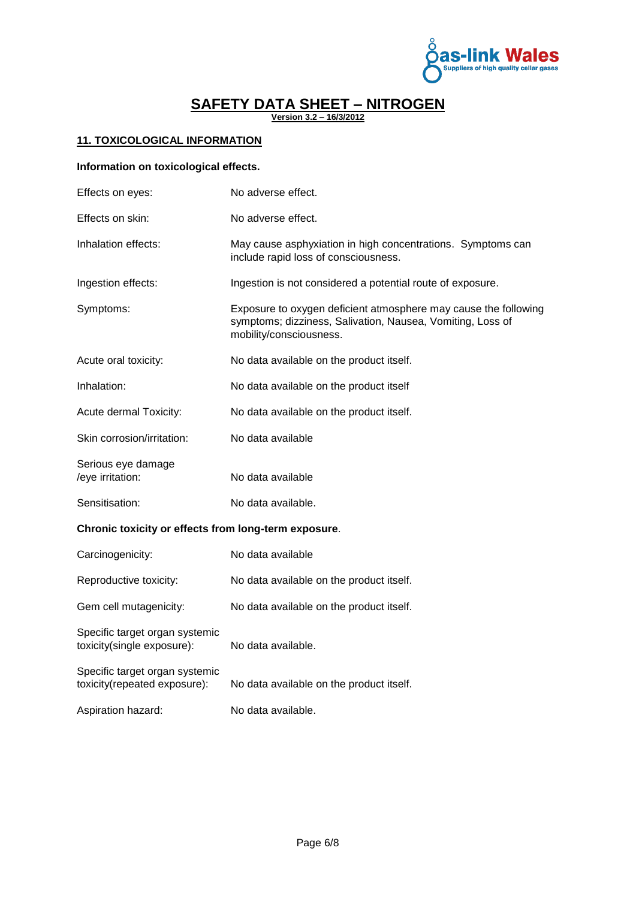# SAFETY DATA SHEET – NITROGEN

**Version 3.2 – 16/3/2012**

## 11. TOXICOLOGICAL INFORMATION

**Information on toxicological effects.**

| | |
|---|---|
| Effects on eyes: | No adverse effect. |
| Effects on skin: | No adverse effect. |
| Inhalation effects: | May cause asphyxiation in high concentrations. Symptoms can include rapid loss of consciousness. |
| Ingestion effects: | Ingestion is not considered a potential route of exposure. |
| Symptoms: | Exposure to oxygen deficient atmosphere may cause the following symptoms; dizziness, Salivation, Nausea, Vomiting, Loss of mobility/consciousness. |
| Acute oral toxicity: | No data available on the product itself. |
| Inhalation: | No data available on the product itself |
| Acute dermal Toxicity: | No data available on the product itself. |
| Skin corrosion/irritation: | No data available |
| Serious eye damage /eye irritation: | No data available |
| Sensitisation: | No data available. |

**Chronic toxicity or effects from long-term exposure**.

| | |
|---|---|
| Carcinogenicity: | No data available |
| Reproductive toxicity: | No data available on the product itself. |
| Gem cell mutagenicity: | No data available on the product itself. |
| Specific target organ systemic toxicity(single exposure): | No data available. |
| Specific target organ systemic toxicity(repeated exposure): | No data available on the product itself. |
| Aspiration hazard: | No data available. |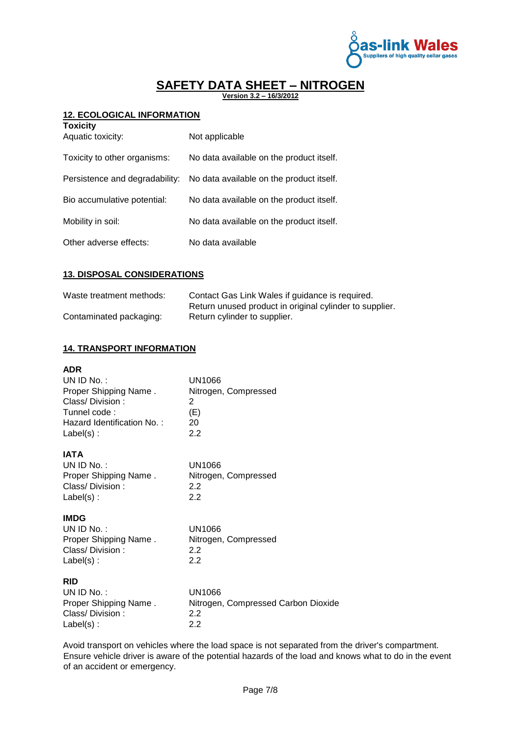# SAFETY DATA SHEET – NITROGEN

**Version 3.2 – 16/3/2012**

## 12. ECOLOGICAL INFORMATION

**Toxicity**

| | |
|---|---|
| Aquatic toxicity: | Not applicable |
| Toxicity to other organisms: | No data available on the product itself. |
| Persistence and degradability: | No data available on the product itself. |
| Bio accumulative potential: | No data available on the product itself. |
| Mobility in soil: | No data available on the product itself. |
| Other adverse effects: | No data available |

## 13. DISPOSAL CONSIDERATIONS

| | |
|---|---|
| Waste treatment methods: | Contact Gas Link Wales if guidance is required. Return unused product in original cylinder to supplier. |
| Contaminated packaging: | Return cylinder to supplier. |

## 14. TRANSPORT INFORMATION

**ADR**

| | |
|---|---|
| UN ID No. : | UN1066 |
| Proper Shipping Name . | Nitrogen, Compressed |
| Class/ Division : | 2 |
| Tunnel code : | (E) |
| Hazard Identification No. : | 20 |
| Label(s) : | 2.2 |

**IATA**

| | |
|---|---|
| UN ID No. : | UN1066 |
| Proper Shipping Name . | Nitrogen, Compressed |
| Class/ Division : | 2.2 |
| Label(s) : | 2.2 |

**IMDG**

| | |
|---|---|
| UN ID No. : | UN1066 |
| Proper Shipping Name . | Nitrogen, Compressed |
| Class/ Division : | 2.2 |
| Label(s) : | 2.2 |

**RID**

| | |
|---|---|
| UN ID No. : | UN1066 |
| Proper Shipping Name . | Nitrogen, Compressed Carbon Dioxide |
| Class/ Division : | 2.2 |
| Label(s) : | 2.2 |

Avoid transport on vehicles where the load space is not separated from the driver's compartment. Ensure vehicle driver is aware of the potential hazards of the load and knows what to do in the event of an accident or emergency.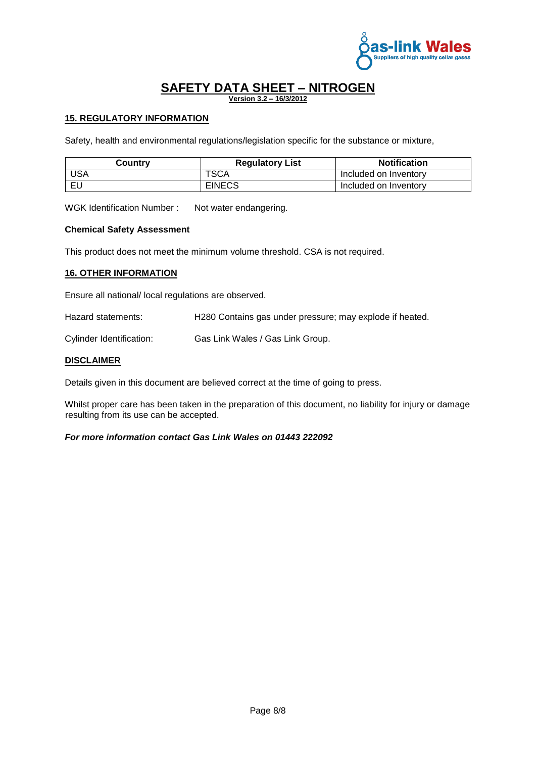# SAFETY DATA SHEET – NITROGEN

**Version 3.2 – 16/3/2012**

## 15. REGULATORY INFORMATION

Safety, health and environmental regulations/legislation specific for the substance or mixture,

| Country | Regulatory List | Notification |
|---|---|---|
| USA | TSCA | Included on Inventory |
| EU | EINECS | Included on Inventory |

WGK Identification Number : Not water endangering.

**Chemical Safety Assessment**

This product does not meet the minimum volume threshold. CSA is not required.

## 16. OTHER INFORMATION

Ensure all national/ local regulations are observed.

Hazard statements: H280 Contains gas under pressure; may explode if heated.

Cylinder Identification: Gas Link Wales / Gas Link Group.

## DISCLAIMER

Details given in this document are believed correct at the time of going to press.

Whilst proper care has been taken in the preparation of this document, no liability for injury or damage resulting from its use can be accepted.

***For more information contact Gas Link Wales on 01443 222092***